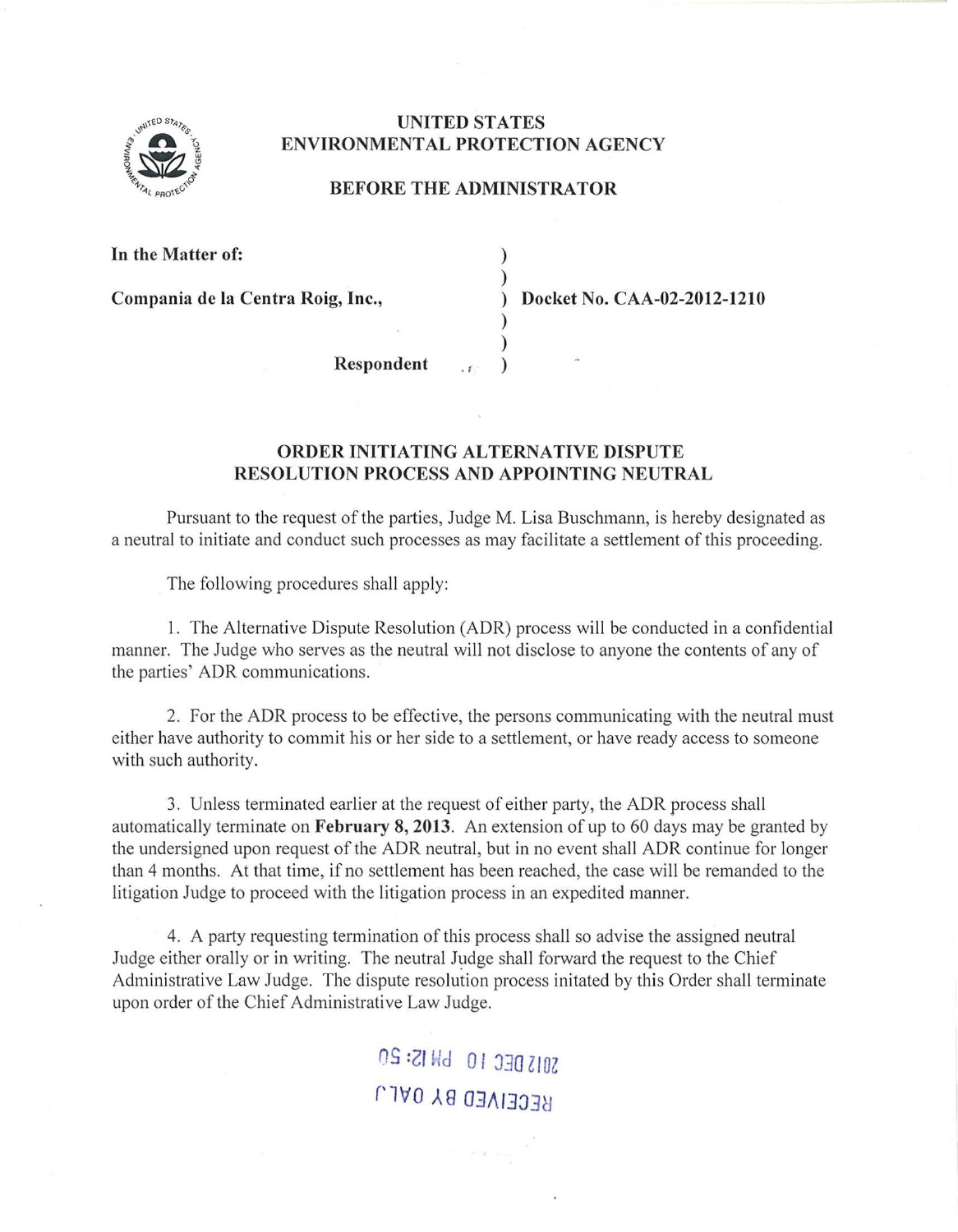# UNITED STATES ENVIRONMENTAL PROTECTION AGENCY

## BEFORE THE ADMINISTRATOR

| | | |
|---|---|---|
| **In the Matter of:** | ) | |
| | ) | |
| **Compania de la Centra Roig, Inc.,** | ) | **Docket No. CAA-02-2012-1210** |
| | ) | |
| | ) | |
| **Respondent** | ) | |

## ORDER INITIATING ALTERNATIVE DISPUTE RESOLUTION PROCESS AND APPOINTING NEUTRAL

Pursuant to the request of the parties, Judge M. Lisa Buschmann, is hereby designated as a neutral to initiate and conduct such processes as may facilitate a settlement of this proceeding.

The following procedures shall apply:

1. The Alternative Dispute Resolution (ADR) process will be conducted in a confidential manner. The Judge who serves as the neutral will not disclose to anyone the contents of any of the parties' ADR communications.

2. For the ADR process to be effective, the persons communicating with the neutral must either have authority to commit his or her side to a settlement, or have ready access to someone with such authority.

3. Unless terminated earlier at the request of either party, the ADR process shall automatically terminate on **February 8, 2013**. An extension of up to 60 days may be granted by the undersigned upon request of the ADR neutral, but in no event shall ADR continue for longer than 4 months. At that time, if no settlement has been reached, the case will be remanded to the litigation Judge to proceed with the litigation process in an expedited manner.

4. A party requesting termination of this process shall so advise the assigned neutral Judge either orally or in writing. The neutral Judge shall forward the request to the Chief Administrative Law Judge. The dispute resolution process initated by this Order shall terminate upon order of the Chief Administrative Law Judge.

2012 DEC 10 PM 12: 50

RECEIVED BY OALJ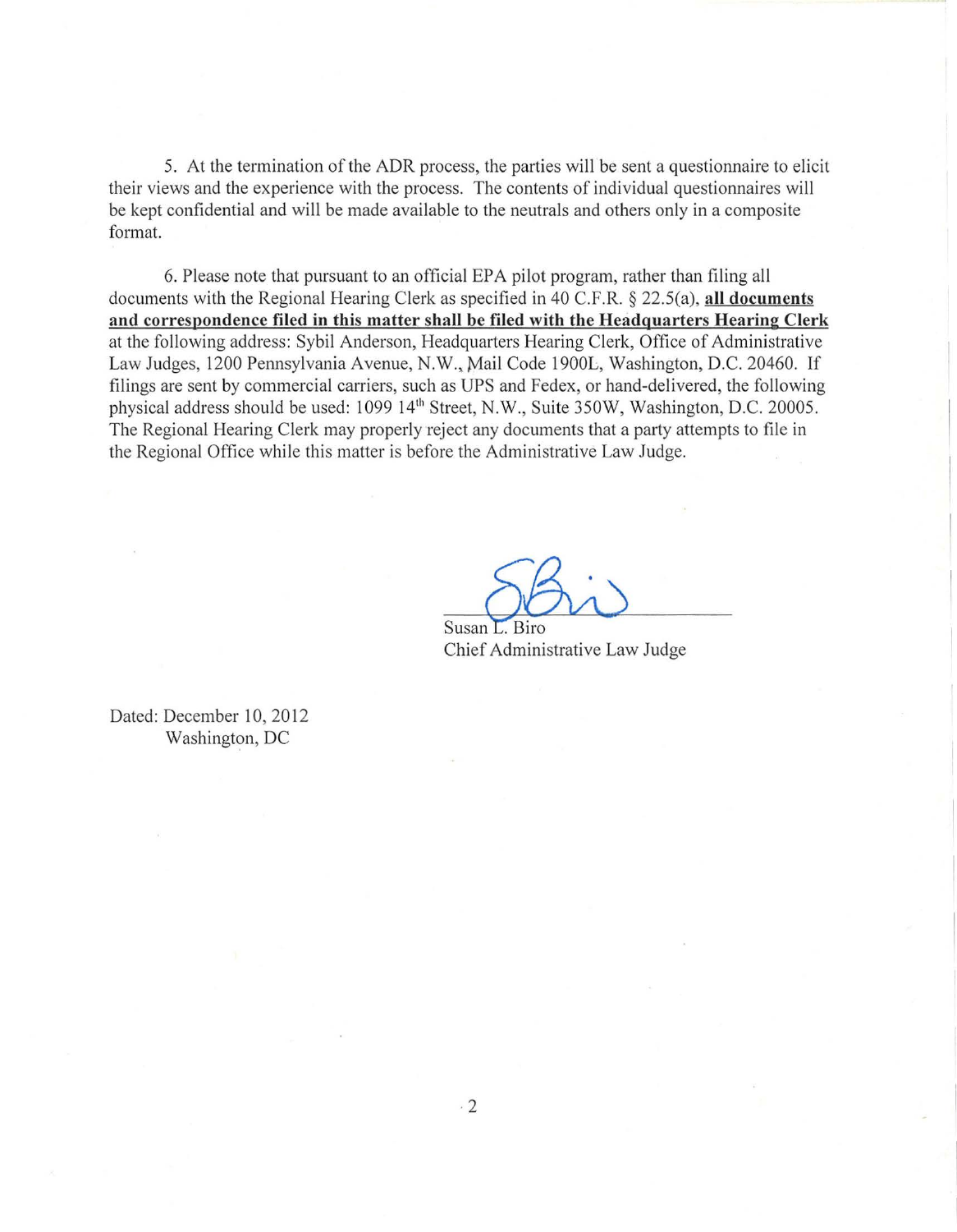5. At the termination of the ADR process, the parties will be sent a questionnaire to elicit their views and the experience with the process. The contents of individual questionnaires will be kept confidential and will be made available to the neutrals and others only in a composite format.

6. Please note that pursuant to an official EPA pilot program, rather than filing all documents with the Regional Hearing Clerk as specified in 40 C.F.R. § 22.5(a), **<u>all documents and correspondence filed in this matter shall be filed with the Headquarters Hearing Clerk</u>** at the following address: Sybil Anderson, Headquarters Hearing Clerk, Office of Administrative Law Judges, 1200 Pennsylvania Avenue, N.W., Mail Code 1900L, Washington, D.C. 20460. If filings are sent by commercial carriers, such as UPS and Fedex, or hand-delivered, the following physical address should be used: 1099 14th Street, N.W., Suite 350W, Washington, D.C. 20005. The Regional Hearing Clerk may properly reject any documents that a party attempts to file in the Regional Office while this matter is before the Administrative Law Judge.

Susan L. Biro
Chief Administrative Law Judge

Dated: December 10, 2012
Washington, DC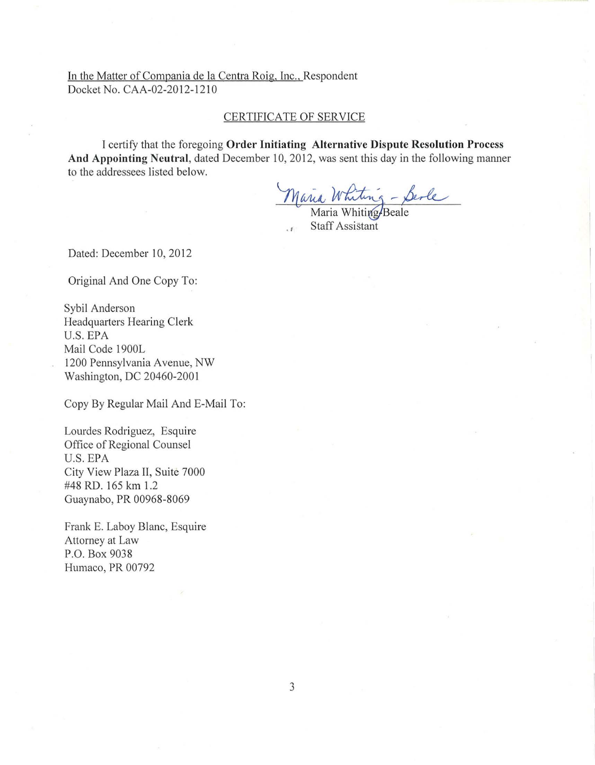In the Matter of Compania de la Centra Roig, Inc., Respondent
Docket No. CAA-02-2012-1210

CERTIFICATE OF SERVICE

I certify that the foregoing **Order Initiating Alternative Dispute Resolution Process And Appointing Neutral**, dated December 10, 2012, was sent this day in the following manner to the addressees listed below.

Maria Whiting-Beale
Maria Whiting-Beale
Staff Assistant

Dated: December 10, 2012

Original And One Copy To:

Sybil Anderson
Headquarters Hearing Clerk
U.S. EPA
Mail Code 1900L
1200 Pennsylvania Avenue, NW
Washington, DC 20460-2001

Copy By Regular Mail And E-Mail To:

Lourdes Rodriguez, Esquire
Office of Regional Counsel
U.S. EPA
City View Plaza II, Suite 7000
#48 RD. 165 km 1.2
Guaynabo, PR 00968-8069

Frank E. Laboy Blanc, Esquire
Attorney at Law
P.O. Box 9038
Humaco, PR 00792